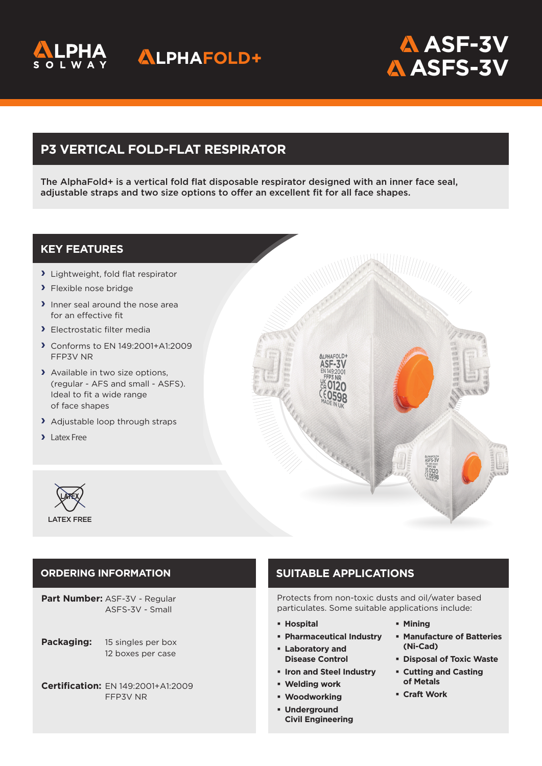ALPHA SOLWAY

ALPHAFOLD+

# ASF-3V
# ASFS-3V

## P3 VERTICAL FOLD-FLAT RESPIRATOR

The AlphaFold+ is a vertical fold flat disposable respirator designed with an inner face seal, adjustable straps and two size options to offer an excellent fit for all face shapes.

## KEY FEATURES

- Lightweight, fold flat respirator
- Flexible nose bridge
- Inner seal around the nose area for an effective fit
- Electrostatic filter media
- Conforms to EN 149:2001+A1:2009 FFP3V NR
- Available in two size options, (regular - AFS and small - ASFS). Ideal to fit a wide range of face shapes
- Adjustable loop through straps
- Latex Free

LATEX FREE

## ORDERING INFORMATION

**Part Number:** ASF-3V - Regular
ASFS-3V - Small

**Packaging:** 15 singles per box
12 boxes per case

**Certification:** EN 149:2001+A1:2009
FFP3V NR

## SUITABLE APPLICATIONS

Protects from non-toxic dusts and oil/water based particulates. Some suitable applications include:

- **Hospital**
- **Pharmaceutical Industry**
- **Laboratory and Disease Control**
- **Iron and Steel Industry**
- **Welding work**
- **Woodworking**
- **Underground Civil Engineering**
- **Mining**
- **Manufacture of Batteries (Ni-Cad)**
- **Disposal of Toxic Waste**
- **Cutting and Casting of Metals**
- **Craft Work**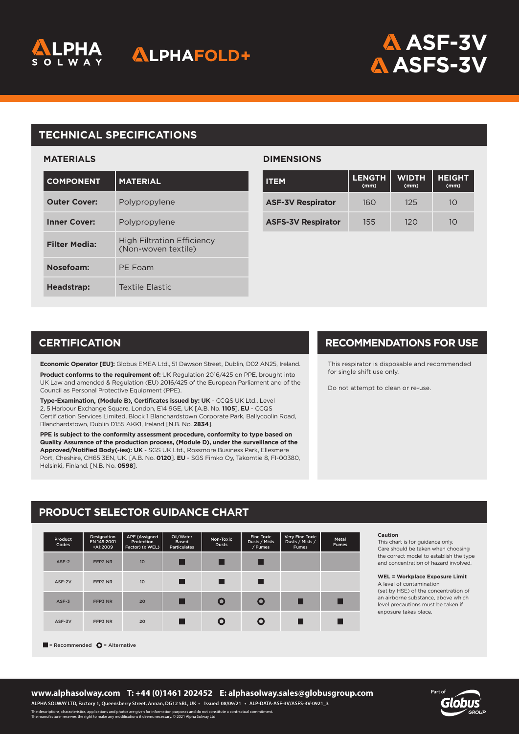ALPHA SOLWAY

ALPHAFOLD+

# ASF-3V
# ASFS-3V

## TECHNICAL SPECIFICATIONS

### MATERIALS

| COMPONENT | MATERIAL |
|---|---|
| **Outer Cover:** | Polypropylene |
| **Inner Cover:** | Polypropylene |
| **Filter Media:** | High Filtration Efficiency (Non-woven textile) |
| **Nosefoam:** | PE Foam |
| **Headstrap:** | Textile Elastic |

### DIMENSIONS

| ITEM | LENGTH (mm) | WIDTH (mm) | HEIGHT (mm) |
|---|---|---|---|
| **ASF-3V Respirator** | 160 | 125 | 10 |
| **ASFS-3V Respirator** | 155 | 120 | 10 |

## CERTIFICATION

**Economic Operator [EU]:** Globus EMEA Ltd., 51 Dawson Street, Dublin, D02 AN25, Ireland.

**Product conforms to the requirement of:** UK Regulation 2016/425 on PPE, brought into UK Law and amended & Regulation (EU) 2016/425 of the European Parliament and of the Council as Personal Protective Equipment (PPE).

**Type-Examination, (Module B), Certificates issued by: UK** - CCQS UK Ltd., Level 2, 5 Harbour Exchange Square, London, E14 9GE, UK [A.B. No. **1105**]. **EU** - CCQS Certification Services Limited, Block 1 Blanchardstown Corporate Park, Ballycoolin Road, Blanchardstown, Dublin D155 AKK1, Ireland [N.B. No. **2834**].

**PPE is subject to the conformity assessment procedure, conformity to type based on Quality Assurance of the production process, (Module D), under the surveillance of the Approved/Notified Body(-ies): UK** - SGS UK Ltd., Rossmore Business Park, Ellesmere Port, Cheshire, CH65 3EN, UK. [A.B. No. **0120**]. **EU** - SGS Fimko Oy, Takomtie 8, FI-00380, Helsinki, Finland. [N.B. No. **0598**].

## RECOMMENDATIONS FOR USE

This respirator is disposable and recommended for single shift use only.

Do not attempt to clean or re-use.

## PRODUCT SELECTOR GUIDANCE CHART

| Product Codes | Designation EN 149:2001 +A1:2009 | APF (Assigned Protection Factor) (x WEL) | Oil/Water Based Particulates | Non-Toxic Dusts | Fine Toxic Dusts / Mists / Fumes | Very Fine Toxic Dusts / Mists / Fumes | Metal Fumes |
|---|---|---|---|---|---|---|---|
| ASF-2 | FFP2 NR | 10 | ■ | ■ | ■ | | |
| ASF-2V | FFP2 NR | 10 | ■ | ■ | ■ | | |
| ASF-3 | FFP3 NR | 20 | ■ | O | O | ■ | ■ |
| ASF-3V | FFP3 NR | 20 | ■ | O | O | ■ | ■ |

■ = Recommended O = Alternative

**Caution**
This chart is for guidance only. Care should be taken when choosing the correct model to establish the type and concentration of hazard involved.

**WEL = Workplace Exposure Limit**
A level of contamination (set by HSE) of the concentration of an airborne substance, above which level precautions must be taken if exposure takes place.

**www.alphasolway.com T: +44 (0)1461 202452 E: alphasolway.sales@globusgroup.com**

ALPHA SOLWAY LTD, Factory 1, Queensberry Street, Annan, DG12 5BL, UK • Issued 08/09/21 • ALP-DATA-ASF-3V/ASFS-3V-0921_3

The descriptions, characteristics, applications and photos are given for information purposes and do not constitute a contractual commitment. The manufacturer reserves the right to make any modifications it deems necessary. © 2021 Alpha Solway Ltd

Part of Globus GROUP